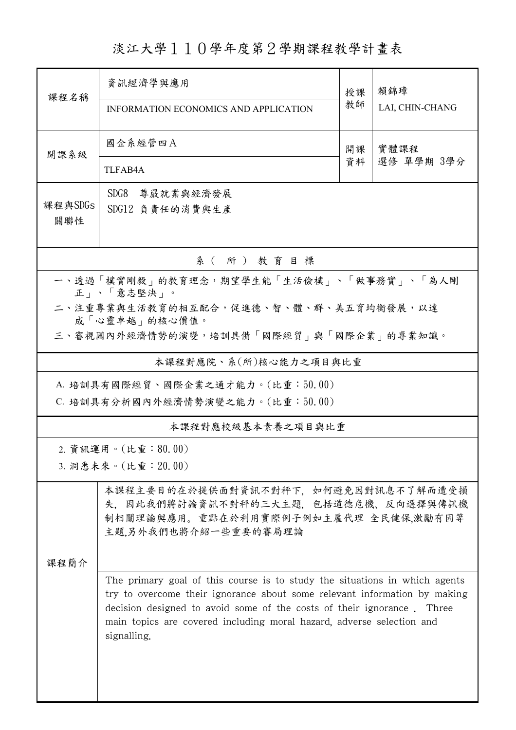# 淡江大學１１０學年度第２學期課程教學計畫表

| 課程名稱 | 資訊經濟學與應用<br>INFORMATION ECONOMICS AND APPLICATION | 授課教師 | 賴錦璋<br>LAI, CHIN-CHANG |
|---|---|---|---|
| 開課系級 | 國企系經管四Ａ<br>TLFAB4A | 開課資料 | 實體課程<br>選修 單學期 3學分 |
| 課程與SDGs關聯性 | SDG8 尊嚴就業與經濟發展<br>SDG12 負責任的消費與生產 | | |

## 系（所）教育目標

一、透過「樸實剛毅」的教育理念，期望學生能「生活儉樸」、「做事務實」、「為人剛正」、「意志堅決」。

二、注重專業與生活教育的相互配合，促進德、智、體、群、美五育均衡發展，以達成「心靈卓越」的核心價值。

三、審視國內外經濟情勢的演變，培訓具備「國際經貿」與「國際企業」的專業知識。

## 本課程對應院、系(所)核心能力之項目與比重

A. 培訓具有國際經貿、國際企業之通才能力。(比重：50.00)

C. 培訓具有分析國內外經濟情勢演變之能力。(比重：50.00)

## 本課程對應校級基本素養之項目與比重

2. 資訊運用。(比重：80.00)

3. 洞悉未來。(比重：20.00)

## 課程簡介

本課程主要目的在於提供面對資訊不對秤下，如何避免因對訊息不了解而遭受損失，因此我們將討論資訊不對秤的三大主題，包括道德危機、反向選擇與傳訊機制相關理論與應用。重點在於利用實際例子例如主雇代理 全民健保,激勵有因等主題,另外我們也將介紹一些重要的賽局理論

The primary goal of this course is to study the situations in which agents try to overcome their ignorance about some relevant information by making decision designed to avoid some of the costs of their ignorance . Three main topics are covered including moral hazard, adverse selection and signalling.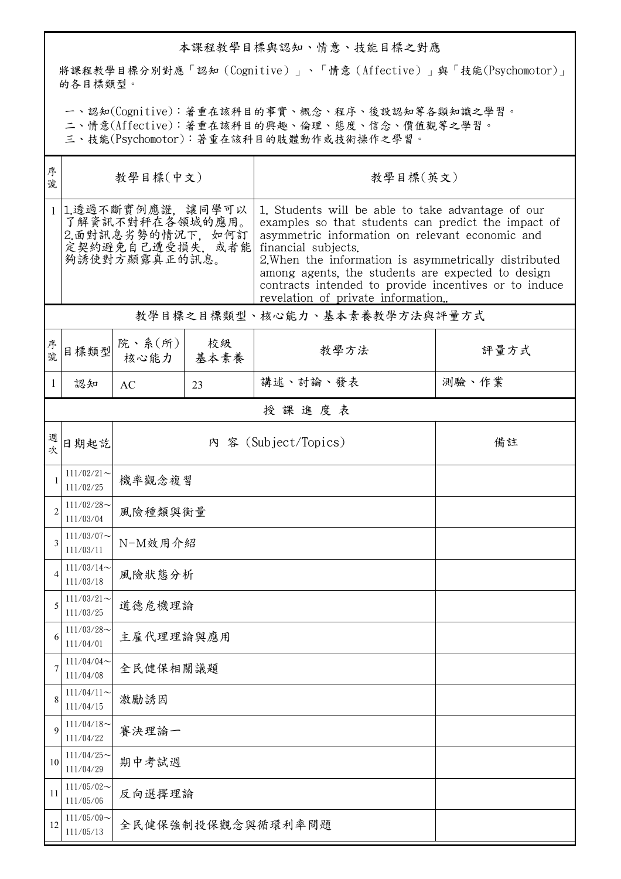## 本課程教學目標與認知、情意、技能目標之對應

將課程教學目標分別對應「認知（Cognitive）」、「情意（Affective）」與「技能(Psychomotor)」的各目標類型。

一、認知(Cognitive)：著重在該科目的事實、概念、程序、後設認知等各類知識之學習。
二、情意(Affective)：著重在該科目的興趣、倫理、態度、信念、價值觀等之學習。
三、技能(Psychomotor)：著重在該科目的肢體動作或技術操作之學習。

| 序號 | 教學目標(中文) | 教學目標(英文) |
|---|---|---|
| 1 | 1.透過不斷實例應證，讓同學可以了解資訊不對秤在各領域的應用。<br>2.面對訊息劣勢的情況下，如何訂定契約避免自己遭受損失，或者能夠誘使對方顯露真正的訊息。 | 1. Students will be able to take advantage of our examples so that students can predict the impact of asymmetric information on relevant economic and financial subjects.<br>2.When the information is asymmetrically distributed among agents, the students are expected to design contracts intended to provide incentives or to induce revelation of private information.. |

## 教學目標之目標類型、核心能力、基本素養教學方法與評量方式

| 序號 | 目標類型 | 院、系(所)核心能力 | 校級基本素養 | 教學方法 | 評量方式 |
|---|---|---|---|---|---|
| 1 | 認知 | AC | 23 | 講述、討論、發表 | 測驗、作業 |

## 授課進度表

| 週次 | 日期起訖 | 內 容 (Subject/Topics) | 備註 |
|---|---|---|---|
| 1 | 111/02/21～111/02/25 | 機率觀念複習 | |
| 2 | 111/02/28～111/03/04 | 風險種類與衡量 | |
| 3 | 111/03/07～111/03/11 | N-M效用介紹 | |
| 4 | 111/03/14～111/03/18 | 風險狀態分析 | |
| 5 | 111/03/21～111/03/25 | 道德危機理論 | |
| 6 | 111/03/28～111/04/01 | 主雇代理理論與應用 | |
| 7 | 111/04/04～111/04/08 | 全民健保相關議題 | |
| 8 | 111/04/11～111/04/15 | 激勵誘因 | |
| 9 | 111/04/18～111/04/22 | 賽決理論一 | |
| 10 | 111/04/25～111/04/29 | 期中考試週 | |
| 11 | 111/05/02～111/05/06 | 反向選擇理論 | |
| 12 | 111/05/09～111/05/13 | 全民健保強制投保觀念與循環利率問題 | |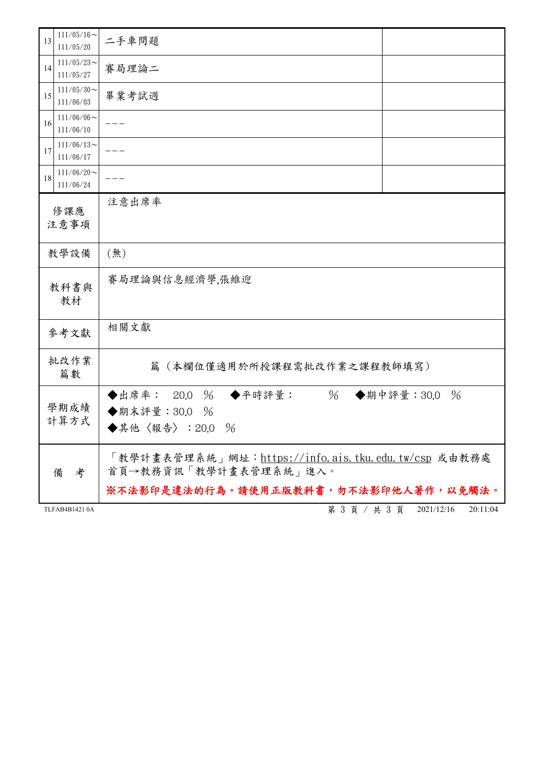| | | | |
|---|---|---|---|
| 13 | 111/05/16～<br>111/05/20 | 二手車問題 | |
| 14 | 111/05/23～<br>111/05/27 | 賽局理論二 | |
| 15 | 111/05/30～<br>111/06/03 | 畢業考試週 | |
| 16 | 111/06/06～<br>111/06/10 | ――― | |
| 17 | 111/06/13～<br>111/06/17 | ――― | |
| 18 | 111/06/20～<br>111/06/24 | ――― | |

| | |
|---|---|
| 修課應注意事項 | 注意出席率 |
| 教學設備 | (無) |
| 教科書與教材 | 賽局理論與信息經濟學,張維迎 |
| 參考文獻 | 相關文獻 |
| 批改作業篇數 | 篇（本欄位僅適用於所授課程需批改作業之課程教師填寫） |
| 學期成績計算方式 | ◆出席率： 20.0 ％ ◆平時評量： ％ ◆期中評量：30.0 ％<br>◆期末評量：30.0 ％<br>◆其他〈報告〉：20.0 ％ |
| 備　考 | 「教學計畫表管理系統」網址：https://info.ais.tku.edu.tw/csp 或由教務處首頁→教務資訊「教學計畫表管理系統」進入。<br>**※不法影印是違法的行為。請使用正版教科書，勿不法影印他人著作，以免觸法。** |

TLFAB4B1421 0A　　2021/12/16　20:11:04